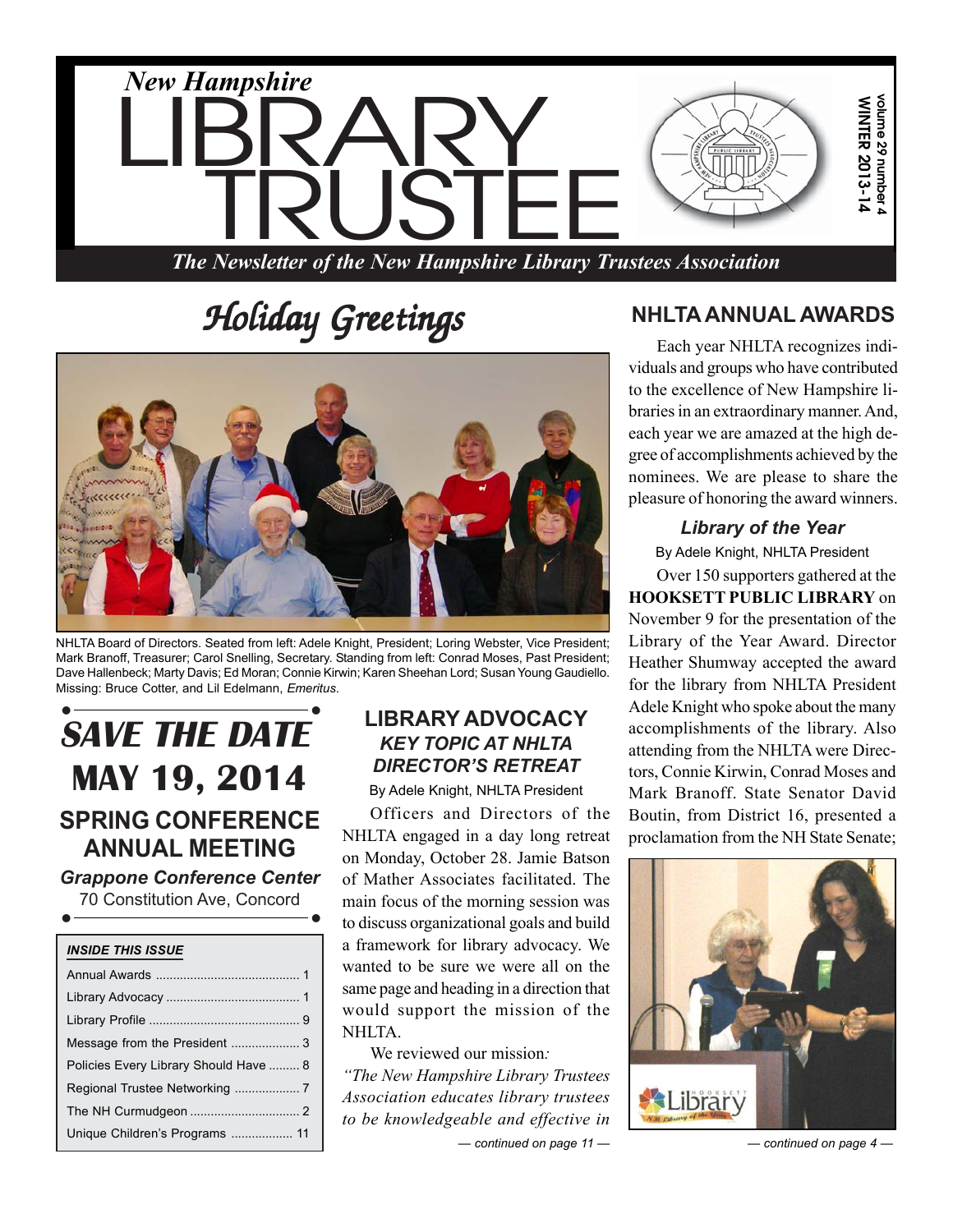# New Hampshire LIBRARY TRUSTEE

*The Newsletter of the New Hampshire Library Trustees Association*

**volume 29 number 4**
**WINTER 2013-14**

## *Holiday Greetings*

NHLTA Board of Directors. Seated from left: Adele Knight, President; Loring Webster, Vice President; Mark Branoff, Treasurer; Carol Snelling, Secretary. Standing from left: Conrad Moses, Past President; Dave Hallenbeck; Marty Davis; Ed Moran; Connie Kirwin; Karen Sheehan Lord; Susan Young Gaudiello. Missing: Bruce Cotter, and Lil Edelmann, *Emeritus*.

## SAVE THE DATE
## MAY 19, 2014
### SPRING CONFERENCE ANNUAL MEETING

***Grappone Conference Center***
70 Constitution Ave, Concord

| ***INSIDE THIS ISSUE*** | |
|---|---|
| Annual Awards | 1 |
| Library Advocacy | 1 |
| Library Profile | 9 |
| Message from the President | 3 |
| Policies Every Library Should Have | 8 |
| Regional Trustee Networking | 7 |
| The NH Curmudgeon | 2 |
| Unique Children's Programs | 11 |

## LIBRARY ADVOCACY
### *KEY TOPIC AT NHLTA DIRECTOR'S RETREAT*

By Adele Knight, NHLTA President

Officers and Directors of the NHLTA engaged in a day long retreat on Monday, October 28. Jamie Batson of Mather Associates facilitated. The main focus of the morning session was to discuss organizational goals and build a framework for library advocacy. We wanted to be sure we were all on the same page and heading in a direction that would support the mission of the NHLTA.

We reviewed our mission*:* *"The New Hampshire Library Trustees Association educates library trustees to be knowledgeable and effective in*

*— continued on page 11 —*

## NHLTA ANNUAL AWARDS

Each year NHLTA recognizes individuals and groups who have contributed to the excellence of New Hampshire libraries in an extraordinary manner. And, each year we are amazed at the high degree of accomplishments achieved by the nominees. We are please to share the pleasure of honoring the award winners.

### *Library of the Year*

By Adele Knight, NHLTA President

Over 150 supporters gathered at the **HOOKSETT PUBLIC LIBRARY** on November 9 for the presentation of the Library of the Year Award. Director Heather Shumway accepted the award for the library from NHLTA President Adele Knight who spoke about the many accomplishments of the library. Also attending from the NHLTA were Directors, Connie Kirwin, Conrad Moses and Mark Branoff. State Senator David Boutin, from District 16, presented a proclamation from the NH State Senate;

*— continued on page 4 —*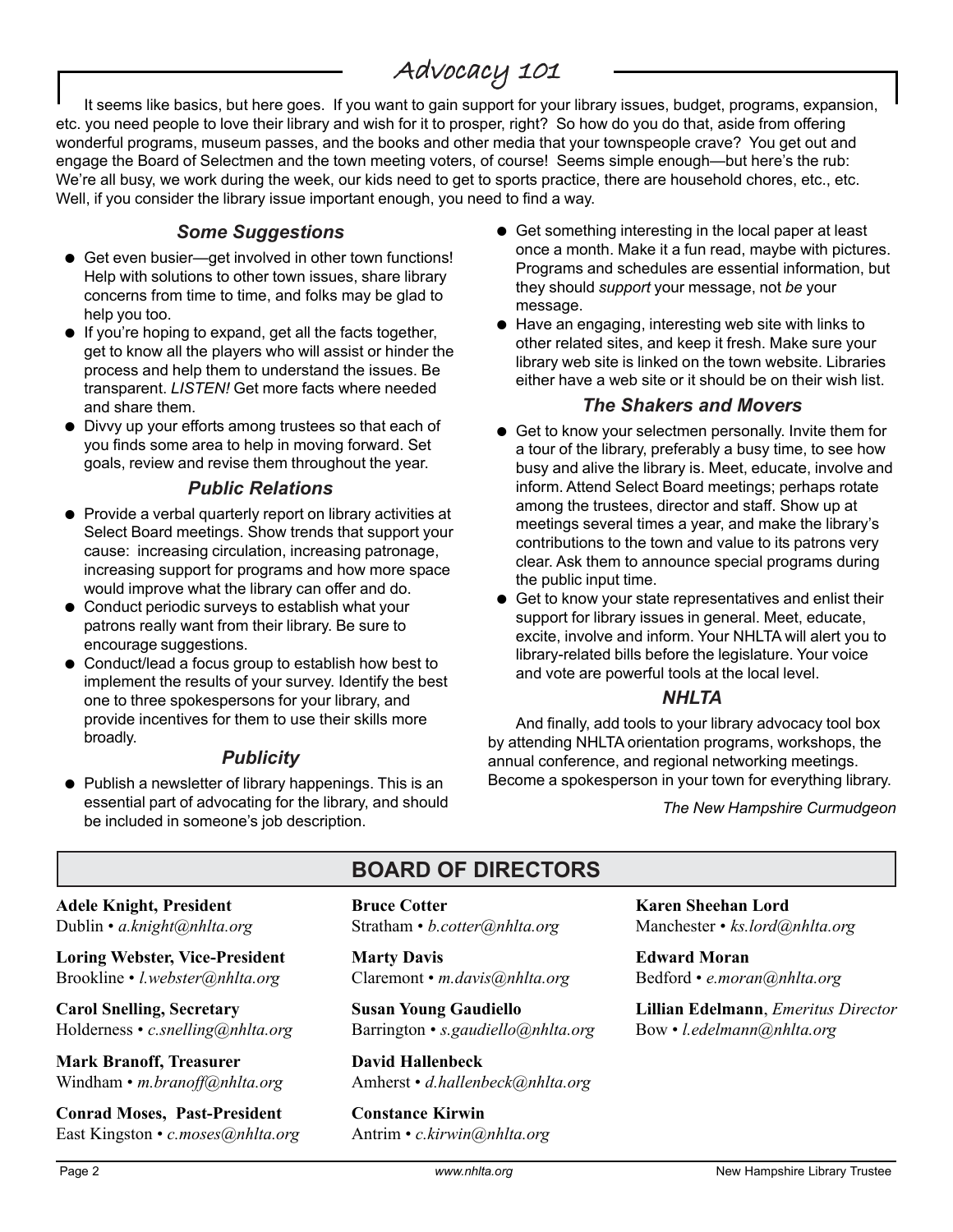## Advocacy 101

It seems like basics, but here goes. If you want to gain support for your library issues, budget, programs, expansion, etc. you need people to love their library and wish for it to prosper, right? So how do you do that, aside from offering wonderful programs, museum passes, and the books and other media that your townspeople crave? You get out and engage the Board of Selectmen and the town meeting voters, of course! Seems simple enough—but here's the rub: We're all busy, we work during the week, our kids need to get to sports practice, there are household chores, etc., etc. Well, if you consider the library issue important enough, you need to find a way.

### *Some Suggestions*

- Get even busier—get involved in other town functions! Help with solutions to other town issues, share library concerns from time to time, and folks may be glad to help you too.
- If you're hoping to expand, get all the facts together, get to know all the players who will assist or hinder the process and help them to understand the issues. Be transparent. *LISTEN!* Get more facts where needed and share them.
- Divvy up your efforts among trustees so that each of you finds some area to help in moving forward. Set goals, review and revise them throughout the year.

### *Public Relations*

- Provide a verbal quarterly report on library activities at Select Board meetings. Show trends that support your cause: increasing circulation, increasing patronage, increasing support for programs and how more space would improve what the library can offer and do.
- Conduct periodic surveys to establish what your patrons really want from their library. Be sure to encourage suggestions.
- Conduct/lead a focus group to establish how best to implement the results of your survey. Identify the best one to three spokespersons for your library, and provide incentives for them to use their skills more broadly.

### *Publicity*

- Publish a newsletter of library happenings. This is an essential part of advocating for the library, and should be included in someone's job description.
- Get something interesting in the local paper at least once a month. Make it a fun read, maybe with pictures. Programs and schedules are essential information, but they should *support* your message, not *be* your message.
- Have an engaging, interesting web site with links to other related sites, and keep it fresh. Make sure your library web site is linked on the town website. Libraries either have a web site or it should be on their wish list.

### *The Shakers and Movers*

- Get to know your selectmen personally. Invite them for a tour of the library, preferably a busy time, to see how busy and alive the library is. Meet, educate, involve and inform. Attend Select Board meetings; perhaps rotate among the trustees, director and staff. Show up at meetings several times a year, and make the library's contributions to the town and value to its patrons very clear. Ask them to announce special programs during the public input time.
- Get to know your state representatives and enlist their support for library issues in general. Meet, educate, excite, involve and inform. Your NHLTA will alert you to library-related bills before the legislature. Your voice and vote are powerful tools at the local level.

### *NHLTA*

And finally, add tools to your library advocacy tool box by attending NHLTA orientation programs, workshops, the annual conference, and regional networking meetings. Become a spokesperson in your town for everything library.

*The New Hampshire Curmudgeon*

## BOARD OF DIRECTORS

**Adele Knight, President**
Dublin • *a.knight@nhlta.org*

**Loring Webster, Vice-President**
Brookline • *l.webster@nhlta.org*

**Carol Snelling, Secretary**
Holderness • *c.snelling@nhlta.org*

**Mark Branoff, Treasurer**
Windham • *m.branoff@nhlta.org*

**Conrad Moses, Past-President**
East Kingston • *c.moses@nhlta.org*

**Bruce Cotter**
Stratham • *b.cotter@nhlta.org*

**Marty Davis**
Claremont • *m.davis@nhlta.org*

**Susan Young Gaudiello**
Barrington • *s.gaudiello@nhlta.org*

**David Hallenbeck**
Amherst • *d.hallenbeck@nhlta.org*

**Constance Kirwin**
Antrim • *c.kirwin@nhlta.org*

**Karen Sheehan Lord**
Manchester • *ks.lord@nhlta.org*

**Edward Moran**
Bedford • *e.moran@nhlta.org*

**Lillian Edelmann**, *Emeritus Director*
Bow • *l.edelmann@nhlta.org*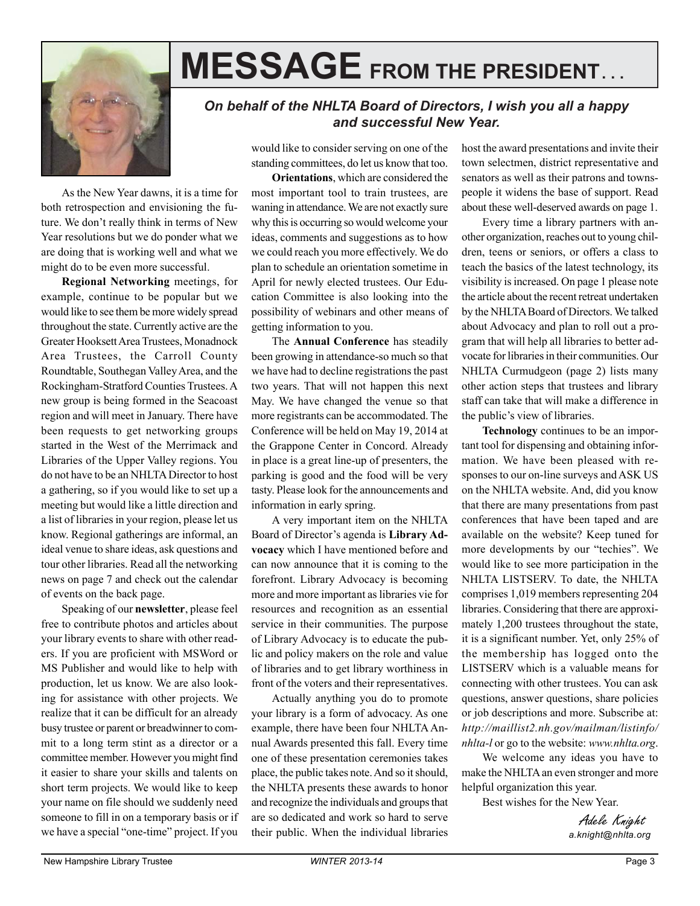# MESSAGE FROM THE PRESIDENT...

***On behalf of the NHLTA Board of Directors, I wish you all a happy and successful New Year.***

As the New Year dawns, it is a time for both retrospection and envisioning the future. We don't really think in terms of New Year resolutions but we do ponder what we are doing that is working well and what we might do to be even more successful.

**Regional Networking** meetings, for example, continue to be popular but we would like to see them be more widely spread throughout the state. Currently active are the Greater Hooksett Area Trustees, Monadnock Area Trustees, the Carroll County Roundtable, Southegan Valley Area, and the Rockingham-Stratford Counties Trustees. A new group is being formed in the Seacoast region and will meet in January. There have been requests to get networking groups started in the West of the Merrimack and Libraries of the Upper Valley regions. You do not have to be an NHLTA Director to host a gathering, so if you would like to set up a meeting but would like a little direction and a list of libraries in your region, please let us know. Regional gatherings are informal, an ideal venue to share ideas, ask questions and tour other libraries. Read all the networking news on page 7 and check out the calendar of events on the back page.

Speaking of our **newsletter**, please feel free to contribute photos and articles about your library events to share with other readers. If you are proficient with MSWord or MS Publisher and would like to help with production, let us know. We are also looking for assistance with other projects. We realize that it can be difficult for an already busy trustee or parent or breadwinner to commit to a long term stint as a director or a committee member. However you might find it easier to share your skills and talents on short term projects. We would like to keep your name on file should we suddenly need someone to fill in on a temporary basis or if we have a special "one-time" project. If you would like to consider serving on one of the standing committees, do let us know that too.

**Orientations**, which are considered the most important tool to train trustees, are waning in attendance. We are not exactly sure why this is occurring so would welcome your ideas, comments and suggestions as to how we could reach you more effectively. We do plan to schedule an orientation sometime in April for newly elected trustees. Our Education Committee is also looking into the possibility of webinars and other means of getting information to you.

The **Annual Conference** has steadily been growing in attendance-so much so that we have had to decline registrations the past two years. That will not happen this next May. We have changed the venue so that more registrants can be accommodated. The Conference will be held on May 19, 2014 at the Grappone Center in Concord. Already in place is a great line-up of presenters, the parking is good and the food will be very tasty. Please look for the announcements and information in early spring.

A very important item on the NHLTA Board of Director's agenda is **Library Advocacy** which I have mentioned before and can now announce that it is coming to the forefront. Library Advocacy is becoming more and more important as libraries vie for resources and recognition as an essential service in their communities. The purpose of Library Advocacy is to educate the public and policy makers on the role and value of libraries and to get library worthiness in front of the voters and their representatives.

Actually anything you do to promote your library is a form of advocacy. As one example, there have been four NHLTA Annual Awards presented this fall. Every time one of these presentation ceremonies takes place, the public takes note. And so it should, the NHLTA presents these awards to honor and recognize the individuals and groups that are so dedicated and work so hard to serve their public. When the individual libraries host the award presentations and invite their town selectmen, district representative and senators as well as their patrons and townspeople it widens the base of support. Read about these well-deserved awards on page 1.

Every time a library partners with another organization, reaches out to young children, teens or seniors, or offers a class to teach the basics of the latest technology, its visibility is increased. On page 1 please note the article about the recent retreat undertaken by the NHLTA Board of Directors. We talked about Advocacy and plan to roll out a program that will help all libraries to better advocate for libraries in their communities. Our NHLTA Curmudgeon (page 2) lists many other action steps that trustees and library staff can take that will make a difference in the public's view of libraries.

**Technology** continues to be an important tool for dispensing and obtaining information. We have been pleased with responses to our on-line surveys and ASK US on the NHLTA website. And, did you know that there are many presentations from past conferences that have been taped and are available on the website? Keep tuned for more developments by our "techies". We would like to see more participation in the NHLTA LISTSERV. To date, the NHLTA comprises 1,019 members representing 204 libraries. Considering that there are approximately 1,200 trustees throughout the state, it is a significant number. Yet, only 25% of the membership has logged onto the LISTSERV which is a valuable means for connecting with other trustees. You can ask questions, answer questions, share policies or job descriptions and more. Subscribe at: *http://maillist2.nh.gov/mailman/listinfo/nhlta-l* or go to the website: *www.nhlta.org*.

We welcome any ideas you have to make the NHLTA an even stronger and more helpful organization this year.

Best wishes for the New Year.

*Adele Knight*
*a.knight@nhlta.org*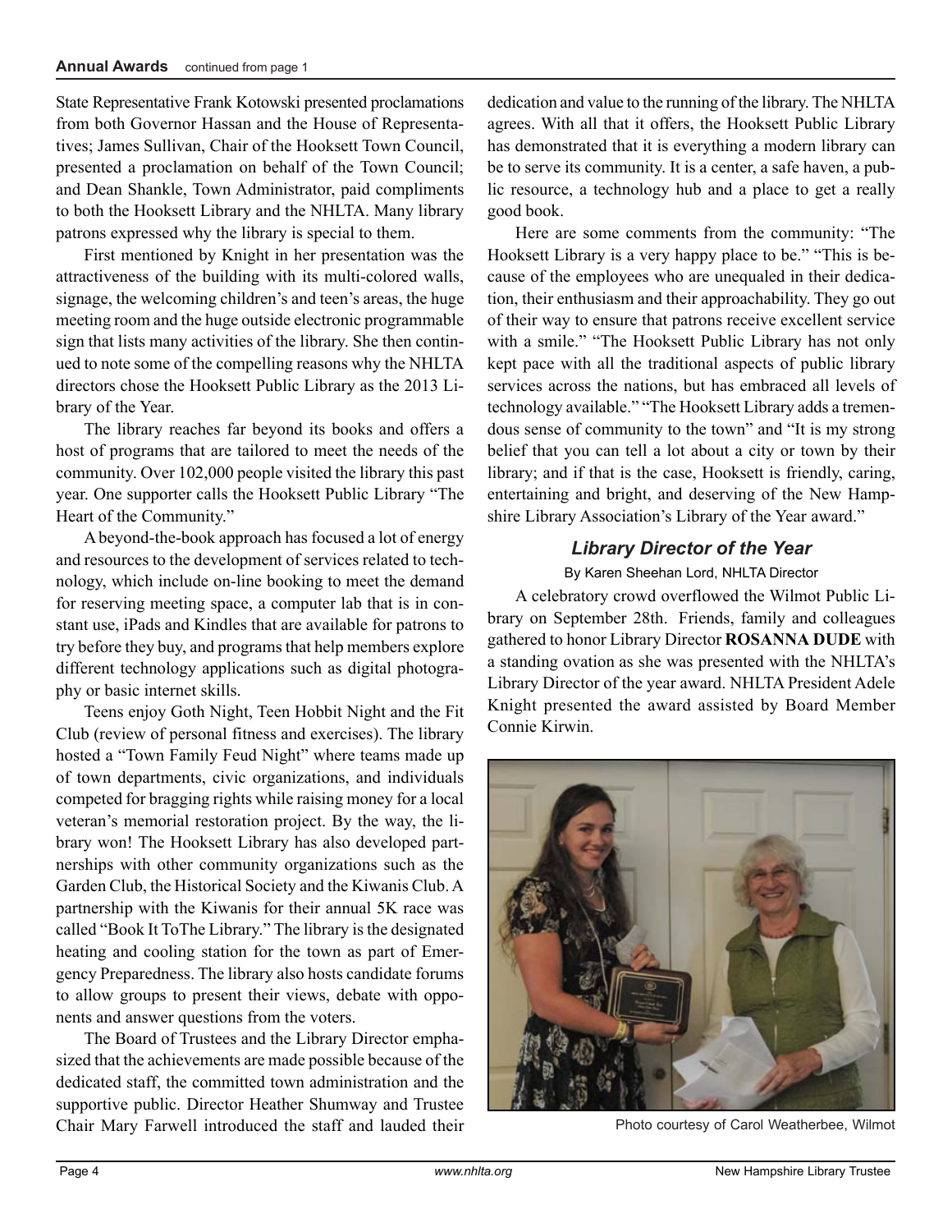**Annual Awards** continued from page 1

State Representative Frank Kotowski presented proclamations from both Governor Hassan and the House of Representatives; James Sullivan, Chair of the Hooksett Town Council, presented a proclamation on behalf of the Town Council; and Dean Shankle, Town Administrator, paid compliments to both the Hooksett Library and the NHLTA. Many library patrons expressed why the library is special to them.

First mentioned by Knight in her presentation was the attractiveness of the building with its multi-colored walls, signage, the welcoming children's and teen's areas, the huge meeting room and the huge outside electronic programmable sign that lists many activities of the library. She then continued to note some of the compelling reasons why the NHLTA directors chose the Hooksett Public Library as the 2013 Library of the Year.

The library reaches far beyond its books and offers a host of programs that are tailored to meet the needs of the community. Over 102,000 people visited the library this past year. One supporter calls the Hooksett Public Library "The Heart of the Community."

A beyond-the-book approach has focused a lot of energy and resources to the development of services related to technology, which include on-line booking to meet the demand for reserving meeting space, a computer lab that is in constant use, iPads and Kindles that are available for patrons to try before they buy, and programs that help members explore different technology applications such as digital photography or basic internet skills.

Teens enjoy Goth Night, Teen Hobbit Night and the Fit Club (review of personal fitness and exercises). The library hosted a "Town Family Feud Night" where teams made up of town departments, civic organizations, and individuals competed for bragging rights while raising money for a local veteran's memorial restoration project. By the way, the library won! The Hooksett Library has also developed partnerships with other community organizations such as the Garden Club, the Historical Society and the Kiwanis Club. A partnership with the Kiwanis for their annual 5K race was called "Book It ToThe Library." The library is the designated heating and cooling station for the town as part of Emergency Preparedness. The library also hosts candidate forums to allow groups to present their views, debate with opponents and answer questions from the voters.

The Board of Trustees and the Library Director emphasized that the achievements are made possible because of the dedicated staff, the committed town administration and the supportive public. Director Heather Shumway and Trustee Chair Mary Farwell introduced the staff and lauded their dedication and value to the running of the library. The NHLTA agrees. With all that it offers, the Hooksett Public Library has demonstrated that it is everything a modern library can be to serve its community. It is a center, a safe haven, a public resource, a technology hub and a place to get a really good book.

Here are some comments from the community: "The Hooksett Library is a very happy place to be." "This is because of the employees who are unequaled in their dedication, their enthusiasm and their approachability. They go out of their way to ensure that patrons receive excellent service with a smile." "The Hooksett Public Library has not only kept pace with all the traditional aspects of public library services across the nations, but has embraced all levels of technology available." "The Hooksett Library adds a tremendous sense of community to the town" and "It is my strong belief that you can tell a lot about a city or town by their library; and if that is the case, Hooksett is friendly, caring, entertaining and bright, and deserving of the New Hampshire Library Association's Library of the Year award."

### *Library Director of the Year*

By Karen Sheehan Lord, NHLTA Director

A celebratory crowd overflowed the Wilmot Public Library on September 28th. Friends, family and colleagues gathered to honor Library Director **ROSANNA DUDE** with a standing ovation as she was presented with the NHLTA's Library Director of the year award. NHLTA President Adele Knight presented the award assisted by Board Member Connie Kirwin.

Photo courtesy of Carol Weatherbee, Wilmot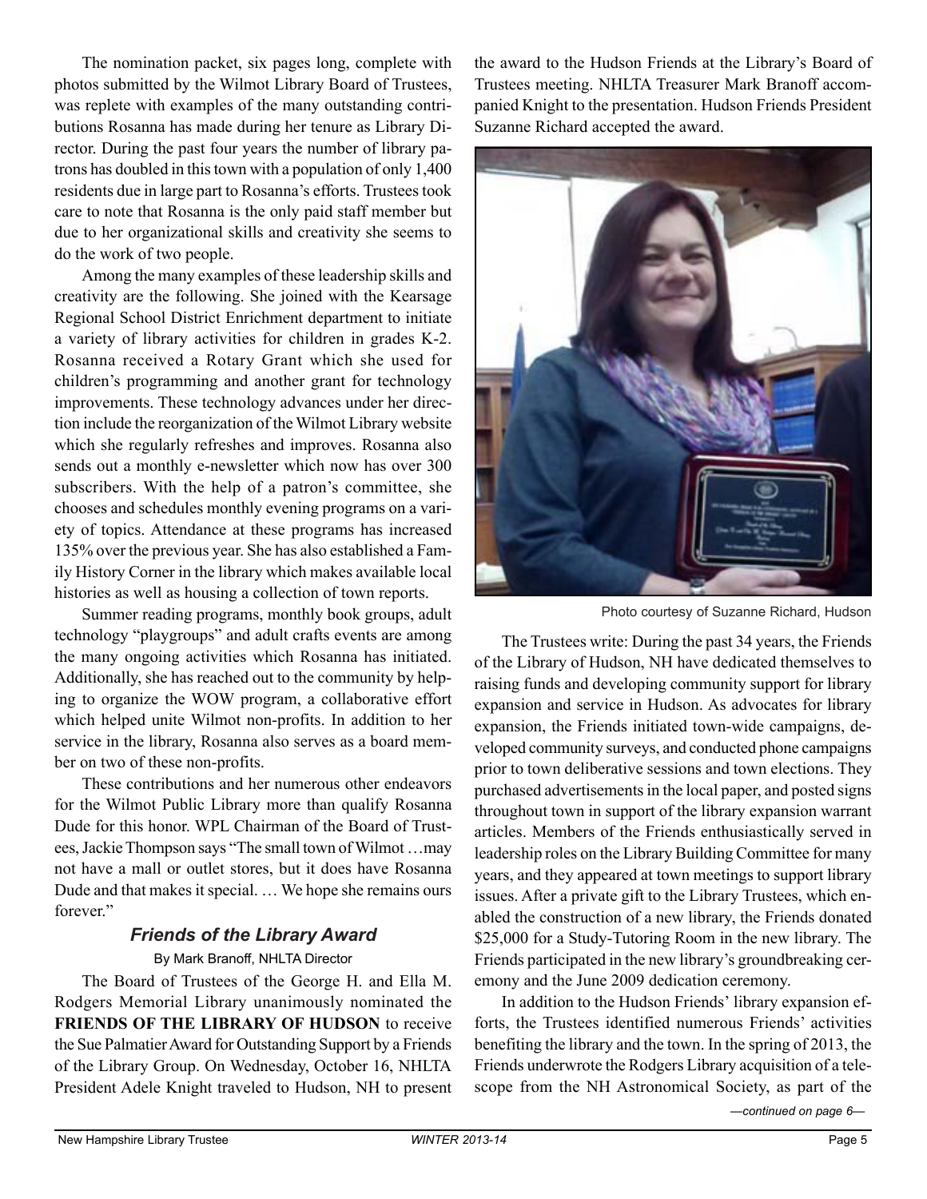The nomination packet, six pages long, complete with photos submitted by the Wilmot Library Board of Trustees, was replete with examples of the many outstanding contributions Rosanna has made during her tenure as Library Director. During the past four years the number of library patrons has doubled in this town with a population of only 1,400 residents due in large part to Rosanna's efforts. Trustees took care to note that Rosanna is the only paid staff member but due to her organizational skills and creativity she seems to do the work of two people.

Among the many examples of these leadership skills and creativity are the following. She joined with the Kearsage Regional School District Enrichment department to initiate a variety of library activities for children in grades K-2. Rosanna received a Rotary Grant which she used for children's programming and another grant for technology improvements. These technology advances under her direction include the reorganization of the Wilmot Library website which she regularly refreshes and improves. Rosanna also sends out a monthly e-newsletter which now has over 300 subscribers. With the help of a patron's committee, she chooses and schedules monthly evening programs on a variety of topics. Attendance at these programs has increased 135% over the previous year. She has also established a Family History Corner in the library which makes available local histories as well as housing a collection of town reports.

Summer reading programs, monthly book groups, adult technology "playgroups" and adult crafts events are among the many ongoing activities which Rosanna has initiated. Additionally, she has reached out to the community by helping to organize the WOW program, a collaborative effort which helped unite Wilmot non-profits. In addition to her service in the library, Rosanna also serves as a board member on two of these non-profits.

These contributions and her numerous other endeavors for the Wilmot Public Library more than qualify Rosanna Dude for this honor. WPL Chairman of the Board of Trustees, Jackie Thompson says "The small town of Wilmot …may not have a mall or outlet stores, but it does have Rosanna Dude and that makes it special. … We hope she remains ours forever."

### *Friends of the Library Award*

By Mark Branoff, NHLTA Director

The Board of Trustees of the George H. and Ella M. Rodgers Memorial Library unanimously nominated the **FRIENDS OF THE LIBRARY OF HUDSON** to receive the Sue Palmatier Award for Outstanding Support by a Friends of the Library Group. On Wednesday, October 16, NHLTA President Adele Knight traveled to Hudson, NH to present the award to the Hudson Friends at the Library's Board of Trustees meeting. NHLTA Treasurer Mark Branoff accompanied Knight to the presentation. Hudson Friends President Suzanne Richard accepted the award.

Photo courtesy of Suzanne Richard, Hudson

The Trustees write: During the past 34 years, the Friends of the Library of Hudson, NH have dedicated themselves to raising funds and developing community support for library expansion and service in Hudson. As advocates for library expansion, the Friends initiated town-wide campaigns, developed community surveys, and conducted phone campaigns prior to town deliberative sessions and town elections. They purchased advertisements in the local paper, and posted signs throughout town in support of the library expansion warrant articles. Members of the Friends enthusiastically served in leadership roles on the Library Building Committee for many years, and they appeared at town meetings to support library issues. After a private gift to the Library Trustees, which enabled the construction of a new library, the Friends donated $25,000 for a Study-Tutoring Room in the new library. The Friends participated in the new library's groundbreaking ceremony and the June 2009 dedication ceremony.

In addition to the Hudson Friends' library expansion efforts, the Trustees identified numerous Friends' activities benefiting the library and the town. In the spring of 2013, the Friends underwrote the Rodgers Library acquisition of a telescope from the NH Astronomical Society, as part of the

*—continued on page 6—*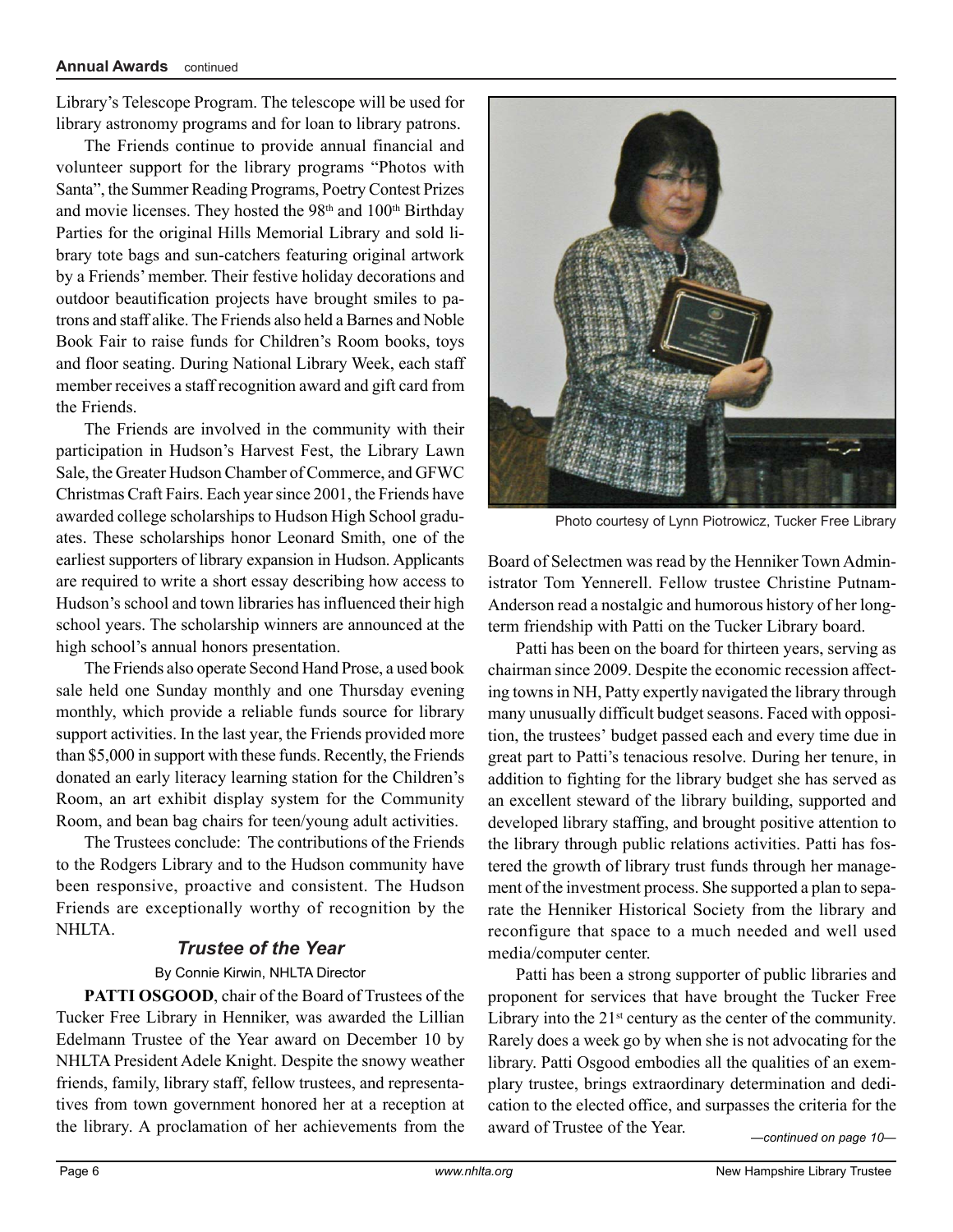Library's Telescope Program. The telescope will be used for library astronomy programs and for loan to library patrons.

The Friends continue to provide annual financial and volunteer support for the library programs "Photos with Santa", the Summer Reading Programs, Poetry Contest Prizes and movie licenses. They hosted the 98th and 100th Birthday Parties for the original Hills Memorial Library and sold library tote bags and sun-catchers featuring original artwork by a Friends' member. Their festive holiday decorations and outdoor beautification projects have brought smiles to patrons and staff alike. The Friends also held a Barnes and Noble Book Fair to raise funds for Children's Room books, toys and floor seating. During National Library Week, each staff member receives a staff recognition award and gift card from the Friends.

The Friends are involved in the community with their participation in Hudson's Harvest Fest, the Library Lawn Sale, the Greater Hudson Chamber of Commerce, and GFWC Christmas Craft Fairs. Each year since 2001, the Friends have awarded college scholarships to Hudson High School graduates. These scholarships honor Leonard Smith, one of the earliest supporters of library expansion in Hudson. Applicants are required to write a short essay describing how access to Hudson's school and town libraries has influenced their high school years. The scholarship winners are announced at the high school's annual honors presentation.

The Friends also operate Second Hand Prose, a used book sale held one Sunday monthly and one Thursday evening monthly, which provide a reliable funds source for library support activities. In the last year, the Friends provided more than $5,000 in support with these funds. Recently, the Friends donated an early literacy learning station for the Children's Room, an art exhibit display system for the Community Room, and bean bag chairs for teen/young adult activities.

The Trustees conclude: The contributions of the Friends to the Rodgers Library and to the Hudson community have been responsive, proactive and consistent. The Hudson Friends are exceptionally worthy of recognition by the NHLTA.

### *Trustee of the Year*

By Connie Kirwin, NHLTA Director

**PATTI OSGOOD**, chair of the Board of Trustees of the Tucker Free Library in Henniker, was awarded the Lillian Edelmann Trustee of the Year award on December 10 by NHLTA President Adele Knight. Despite the snowy weather friends, family, library staff, fellow trustees, and representatives from town government honored her at a reception at the library. A proclamation of her achievements from the Board of Selectmen was read by the Henniker Town Administrator Tom Yennerell. Fellow trustee Christine Putnam-Anderson read a nostalgic and humorous history of her long-term friendship with Patti on the Tucker Library board.

Photo courtesy of Lynn Piotrowicz, Tucker Free Library

Patti has been on the board for thirteen years, serving as chairman since 2009. Despite the economic recession affecting towns in NH, Patty expertly navigated the library through many unusually difficult budget seasons. Faced with opposition, the trustees' budget passed each and every time due in great part to Patti's tenacious resolve. During her tenure, in addition to fighting for the library budget she has served as an excellent steward of the library building, supported and developed library staffing, and brought positive attention to the library through public relations activities. Patti has fostered the growth of library trust funds through her management of the investment process. She supported a plan to separate the Henniker Historical Society from the library and reconfigure that space to a much needed and well used media/computer center.

Patti has been a strong supporter of public libraries and proponent for services that have brought the Tucker Free Library into the 21st century as the center of the community. Rarely does a week go by when she is not advocating for the library. Patti Osgood embodies all the qualities of an exemplary trustee, brings extraordinary determination and dedication to the elected office, and surpasses the criteria for the award of Trustee of the Year.

*—continued on page 10—*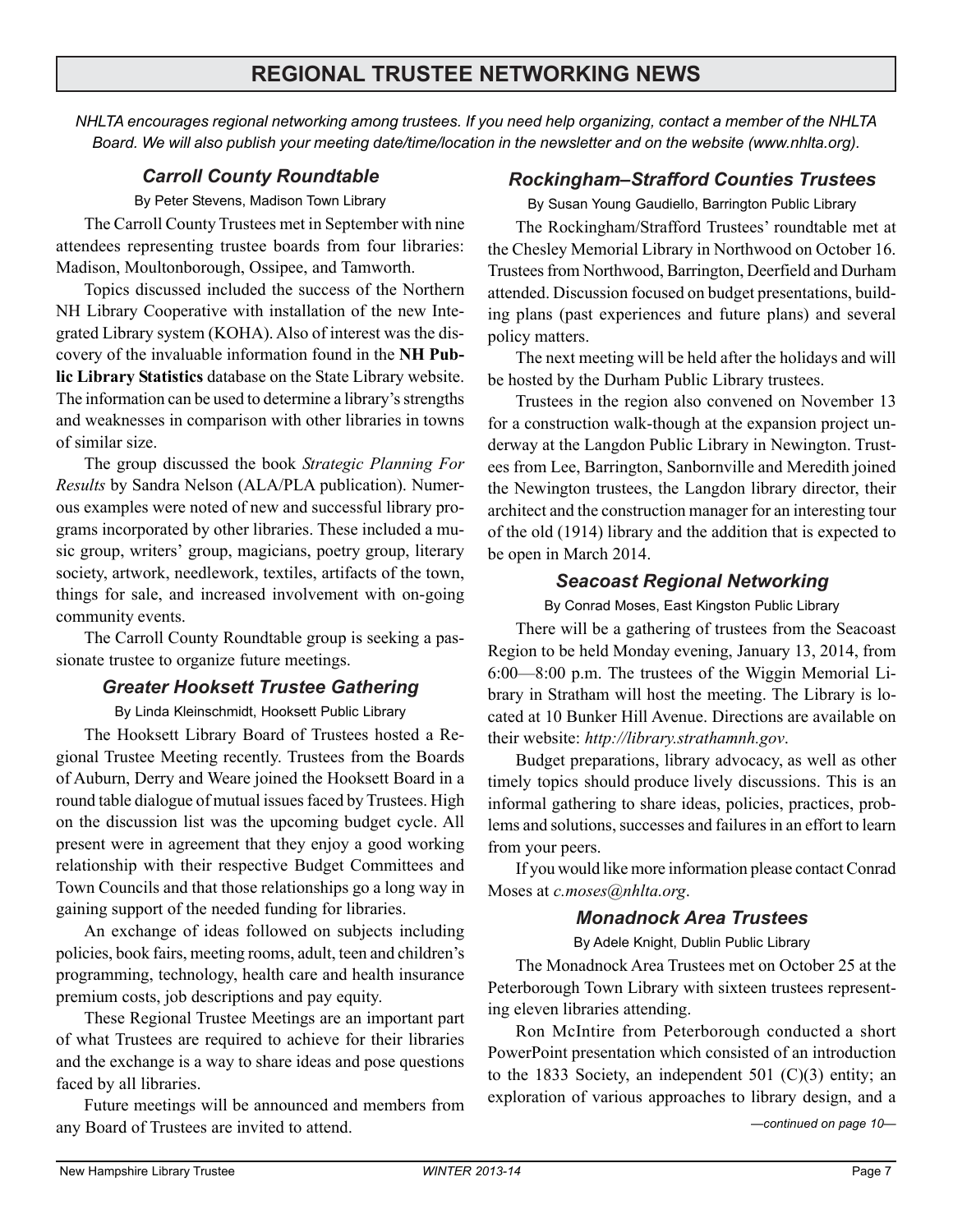# REGIONAL TRUSTEE NETWORKING NEWS

*NHLTA encourages regional networking among trustees. If you need help organizing, contact a member of the NHLTA Board. We will also publish your meeting date/time/location in the newsletter and on the website (www.nhlta.org).*

### *Carroll County Roundtable*

By Peter Stevens, Madison Town Library

The Carroll County Trustees met in September with nine attendees representing trustee boards from four libraries: Madison, Moultonborough, Ossipee, and Tamworth.

Topics discussed included the success of the Northern NH Library Cooperative with installation of the new Integrated Library system (KOHA). Also of interest was the discovery of the invaluable information found in the **NH Public Library Statistics** database on the State Library website. The information can be used to determine a library's strengths and weaknesses in comparison with other libraries in towns of similar size.

The group discussed the book *Strategic Planning For Results* by Sandra Nelson (ALA/PLA publication). Numerous examples were noted of new and successful library programs incorporated by other libraries. These included a music group, writers' group, magicians, poetry group, literary society, artwork, needlework, textiles, artifacts of the town, things for sale, and increased involvement with on-going community events.

The Carroll County Roundtable group is seeking a passionate trustee to organize future meetings.

### *Greater Hooksett Trustee Gathering*

By Linda Kleinschmidt, Hooksett Public Library

The Hooksett Library Board of Trustees hosted a Regional Trustee Meeting recently. Trustees from the Boards of Auburn, Derry and Weare joined the Hooksett Board in a round table dialogue of mutual issues faced by Trustees. High on the discussion list was the upcoming budget cycle. All present were in agreement that they enjoy a good working relationship with their respective Budget Committees and Town Councils and that those relationships go a long way in gaining support of the needed funding for libraries.

An exchange of ideas followed on subjects including policies, book fairs, meeting rooms, adult, teen and children's programming, technology, health care and health insurance premium costs, job descriptions and pay equity.

These Regional Trustee Meetings are an important part of what Trustees are required to achieve for their libraries and the exchange is a way to share ideas and pose questions faced by all libraries.

Future meetings will be announced and members from any Board of Trustees are invited to attend.

### *Rockingham–Strafford Counties Trustees*

By Susan Young Gaudiello, Barrington Public Library

The Rockingham/Strafford Trustees' roundtable met at the Chesley Memorial Library in Northwood on October 16. Trustees from Northwood, Barrington, Deerfield and Durham attended. Discussion focused on budget presentations, building plans (past experiences and future plans) and several policy matters.

The next meeting will be held after the holidays and will be hosted by the Durham Public Library trustees.

Trustees in the region also convened on November 13 for a construction walk-though at the expansion project underway at the Langdon Public Library in Newington. Trustees from Lee, Barrington, Sanbornville and Meredith joined the Newington trustees, the Langdon library director, their architect and the construction manager for an interesting tour of the old (1914) library and the addition that is expected to be open in March 2014.

### *Seacoast Regional Networking*

By Conrad Moses, East Kingston Public Library

There will be a gathering of trustees from the Seacoast Region to be held Monday evening, January 13, 2014, from 6:00—8:00 p.m. The trustees of the Wiggin Memorial Library in Stratham will host the meeting. The Library is located at 10 Bunker Hill Avenue. Directions are available on their website: *http://library.strathamnh.gov*.

Budget preparations, library advocacy, as well as other timely topics should produce lively discussions. This is an informal gathering to share ideas, policies, practices, problems and solutions, successes and failures in an effort to learn from your peers.

If you would like more information please contact Conrad Moses at *c.moses@nhlta.org*.

### *Monadnock Area Trustees*

By Adele Knight, Dublin Public Library

The Monadnock Area Trustees met on October 25 at the Peterborough Town Library with sixteen trustees representing eleven libraries attending.

Ron McIntire from Peterborough conducted a short PowerPoint presentation which consisted of an introduction to the 1833 Society, an independent 501 (C)(3) entity; an exploration of various approaches to library design, and a

*—continued on page 10—*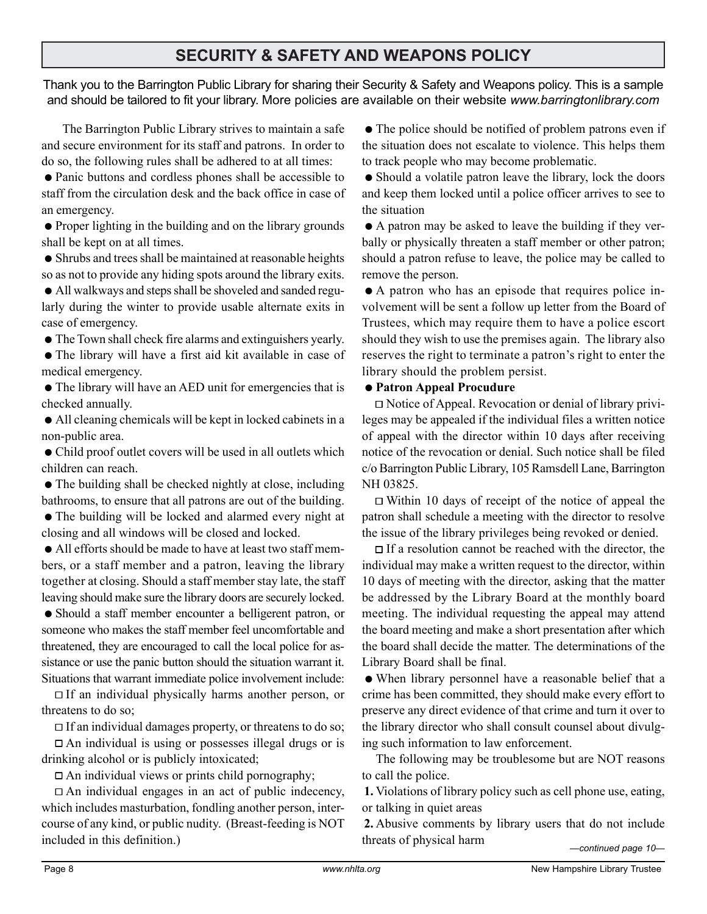## SECURITY & SAFETY AND WEAPONS POLICY

Thank you to the Barrington Public Library for sharing their Security & Safety and Weapons policy. This is a sample and should be tailored to fit your library. More policies are available on their website *www.barringtonlibrary.com*

The Barrington Public Library strives to maintain a safe and secure environment for its staff and patrons. In order to do so, the following rules shall be adhered to at all times:

- Panic buttons and cordless phones shall be accessible to staff from the circulation desk and the back office in case of an emergency.
- Proper lighting in the building and on the library grounds shall be kept on at all times.
- Shrubs and trees shall be maintained at reasonable heights so as not to provide any hiding spots around the library exits.
- All walkways and steps shall be shoveled and sanded regularly during the winter to provide usable alternate exits in case of emergency.
- The Town shall check fire alarms and extinguishers yearly.
- The library will have a first aid kit available in case of medical emergency.
- The library will have an AED unit for emergencies that is checked annually.
- All cleaning chemicals will be kept in locked cabinets in a non-public area.
- Child proof outlet covers will be used in all outlets which children can reach.
- The building shall be checked nightly at close, including bathrooms, to ensure that all patrons are out of the building.
- The building will be locked and alarmed every night at closing and all windows will be closed and locked.
- All efforts should be made to have at least two staff members, or a staff member and a patron, leaving the library together at closing. Should a staff member stay late, the staff leaving should make sure the library doors are securely locked.
- Should a staff member encounter a belligerent patron, or someone who makes the staff member feel uncomfortable and threatened, they are encouraged to call the local police for assistance or use the panic button should the situation warrant it. Situations that warrant immediate police involvement include:
  - If an individual physically harms another person, or threatens to do so;
  - If an individual damages property, or threatens to do so;
  - An individual is using or possesses illegal drugs or is drinking alcohol or is publicly intoxicated;
  - An individual views or prints child pornography;
  - An individual engages in an act of public indecency, which includes masturbation, fondling another person, intercourse of any kind, or public nudity. (Breast-feeding is NOT included in this definition.)
- The police should be notified of problem patrons even if the situation does not escalate to violence. This helps them to track people who may become problematic.
- Should a volatile patron leave the library, lock the doors and keep them locked until a police officer arrives to see to the situation
- A patron may be asked to leave the building if they verbally or physically threaten a staff member or other patron; should a patron refuse to leave, the police may be called to remove the person.
- A patron who has an episode that requires police involvement will be sent a follow up letter from the Board of Trustees, which may require them to have a police escort should they wish to use the premises again. The library also reserves the right to terminate a patron's right to enter the library should the problem persist.
- **Patron Appeal Procudure**
  - Notice of Appeal. Revocation or denial of library privileges may be appealed if the individual files a written notice of appeal with the director within 10 days after receiving notice of the revocation or denial. Such notice shall be filed c/o Barrington Public Library, 105 Ramsdell Lane, Barrington NH 03825.
  - Within 10 days of receipt of the notice of appeal the patron shall schedule a meeting with the director to resolve the issue of the library privileges being revoked or denied.
  - If a resolution cannot be reached with the director, the individual may make a written request to the director, within 10 days of meeting with the director, asking that the matter be addressed by the Library Board at the monthly board meeting. The individual requesting the appeal may attend the board meeting and make a short presentation after which the board shall decide the matter. The determinations of the Library Board shall be final.
- When library personnel have a reasonable belief that a crime has been committed, they should make every effort to preserve any direct evidence of that crime and turn it over to the library director who shall consult counsel about divulging such information to law enforcement.

The following may be troublesome but are NOT reasons to call the police.

1. Violations of library policy such as cell phone use, eating, or talking in quiet areas
2. Abusive comments by library users that do not include threats of physical harm

*—continued page 10—*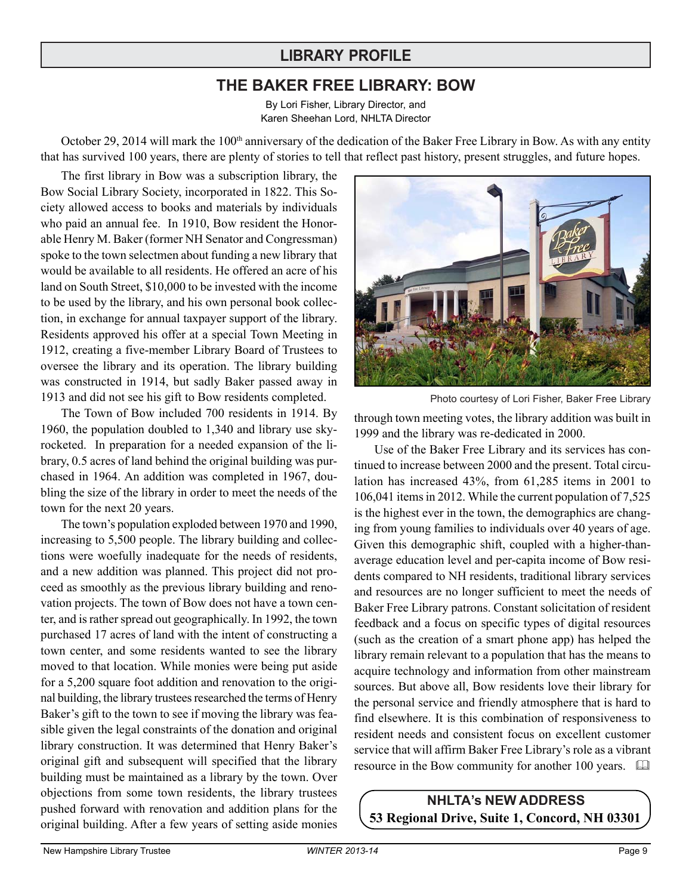## LIBRARY PROFILE

# THE BAKER FREE LIBRARY: BOW

By Lori Fisher, Library Director, and
Karen Sheehan Lord, NHLTA Director

October 29, 2014 will mark the 100th anniversary of the dedication of the Baker Free Library in Bow. As with any entity that has survived 100 years, there are plenty of stories to tell that reflect past history, present struggles, and future hopes.

The first library in Bow was a subscription library, the Bow Social Library Society, incorporated in 1822. This Society allowed access to books and materials by individuals who paid an annual fee. In 1910, Bow resident the Honorable Henry M. Baker (former NH Senator and Congressman) spoke to the town selectmen about funding a new library that would be available to all residents. He offered an acre of his land on South Street, $10,000 to be invested with the income to be used by the library, and his own personal book collection, in exchange for annual taxpayer support of the library. Residents approved his offer at a special Town Meeting in 1912, creating a five-member Library Board of Trustees to oversee the library and its operation. The library building was constructed in 1914, but sadly Baker passed away in 1913 and did not see his gift to Bow residents completed.

The Town of Bow included 700 residents in 1914. By 1960, the population doubled to 1,340 and library use skyrocketed. In preparation for a needed expansion of the library, 0.5 acres of land behind the original building was purchased in 1964. An addition was completed in 1967, doubling the size of the library in order to meet the needs of the town for the next 20 years.

The town's population exploded between 1970 and 1990, increasing to 5,500 people. The library building and collections were woefully inadequate for the needs of residents, and a new addition was planned. This project did not proceed as smoothly as the previous library building and renovation projects. The town of Bow does not have a town center, and is rather spread out geographically. In 1992, the town purchased 17 acres of land with the intent of constructing a town center, and some residents wanted to see the library moved to that location. While monies were being put aside for a 5,200 square foot addition and renovation to the original building, the library trustees researched the terms of Henry Baker's gift to the town to see if moving the library was feasible given the legal constraints of the donation and original library construction. It was determined that Henry Baker's original gift and subsequent will specified that the library building must be maintained as a library by the town. Over objections from some town residents, the library trustees pushed forward with renovation and addition plans for the original building. After a few years of setting aside monies through town meeting votes, the library addition was built in 1999 and the library was re-dedicated in 2000.

Photo courtesy of Lori Fisher, Baker Free Library

Use of the Baker Free Library and its services has continued to increase between 2000 and the present. Total circulation has increased 43%, from 61,285 items in 2001 to 106,041 items in 2012. While the current population of 7,525 is the highest ever in the town, the demographics are changing from young families to individuals over 40 years of age. Given this demographic shift, coupled with a higher-than-average education level and per-capita income of Bow residents compared to NH residents, traditional library services and resources are no longer sufficient to meet the needs of Baker Free Library patrons. Constant solicitation of resident feedback and a focus on specific types of digital resources (such as the creation of a smart phone app) has helped the library remain relevant to a population that has the means to acquire technology and information from other mainstream sources. But above all, Bow residents love their library for the personal service and friendly atmosphere that is hard to find elsewhere. It is this combination of responsiveness to resident needs and consistent focus on excellent customer service that will affirm Baker Free Library's role as a vibrant resource in the Bow community for another 100 years.

**NHLTA's NEW ADDRESS**
**53 Regional Drive, Suite 1, Concord, NH 03301**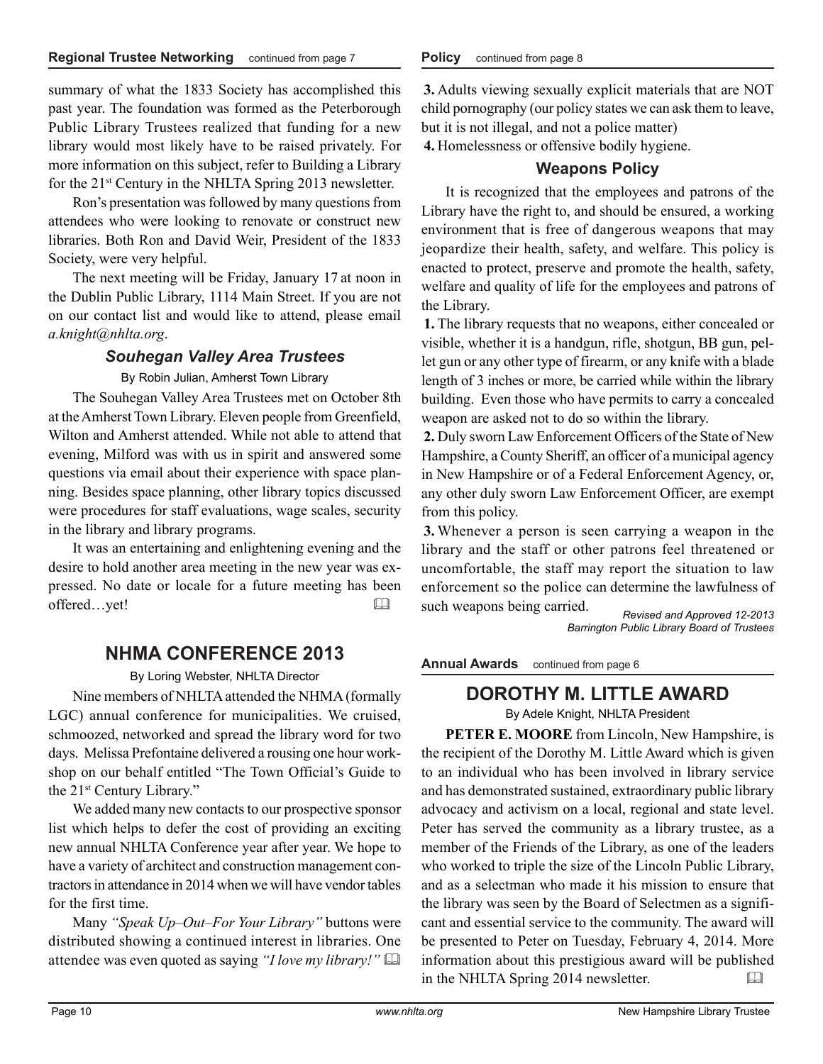**Regional Trustee Networking** continued from page 7

summary of what the 1833 Society has accomplished this past year. The foundation was formed as the Peterborough Public Library Trustees realized that funding for a new library would most likely have to be raised privately. For more information on this subject, refer to Building a Library for the 21st Century in the NHLTA Spring 2013 newsletter.

Ron's presentation was followed by many questions from attendees who were looking to renovate or construct new libraries. Both Ron and David Weir, President of the 1833 Society, were very helpful.

The next meeting will be Friday, January 17 at noon in the Dublin Public Library, 1114 Main Street. If you are not on our contact list and would like to attend, please email *a.knight@nhlta.org*.

### *Souhegan Valley Area Trustees*

By Robin Julian, Amherst Town Library

The Souhegan Valley Area Trustees met on October 8th at the Amherst Town Library. Eleven people from Greenfield, Wilton and Amherst attended. While not able to attend that evening, Milford was with us in spirit and answered some questions via email about their experience with space planning. Besides space planning, other library topics discussed were procedures for staff evaluations, wage scales, security in the library and library programs.

It was an entertaining and enlightening evening and the desire to hold another area meeting in the new year was expressed. No date or locale for a future meeting has been offered…yet!

## NHMA CONFERENCE 2013

By Loring Webster, NHLTA Director

Nine members of NHLTA attended the NHMA (formally LGC) annual conference for municipalities. We cruised, schmoozed, networked and spread the library word for two days. Melissa Prefontaine delivered a rousing one hour workshop on our behalf entitled "The Town Official's Guide to the 21st Century Library."

We added many new contacts to our prospective sponsor list which helps to defer the cost of providing an exciting new annual NHLTA Conference year after year. We hope to have a variety of architect and construction management contractors in attendance in 2014 when we will have vendor tables for the first time.

Many *"Speak Up–Out–For Your Library"* buttons were distributed showing a continued interest in libraries. One attendee was even quoted as saying *"I love my library!"*

**Policy** continued from page 8

**3.** Adults viewing sexually explicit materials that are NOT child pornography (our policy states we can ask them to leave, but it is not illegal, and not a police matter)

**4.** Homelessness or offensive bodily hygiene.

### Weapons Policy

It is recognized that the employees and patrons of the Library have the right to, and should be ensured, a working environment that is free of dangerous weapons that may jeopardize their health, safety, and welfare. This policy is enacted to protect, preserve and promote the health, safety, welfare and quality of life for the employees and patrons of the Library.

**1.** The library requests that no weapons, either concealed or visible, whether it is a handgun, rifle, shotgun, BB gun, pellet gun or any other type of firearm, or any knife with a blade length of 3 inches or more, be carried while within the library building. Even those who have permits to carry a concealed weapon are asked not to do so within the library.

**2.** Duly sworn Law Enforcement Officers of the State of New Hampshire, a County Sheriff, an officer of a municipal agency in New Hampshire or of a Federal Enforcement Agency, or, any other duly sworn Law Enforcement Officer, are exempt from this policy.

**3.** Whenever a person is seen carrying a weapon in the library and the staff or other patrons feel threatened or uncomfortable, the staff may report the situation to law enforcement so the police can determine the lawfulness of such weapons being carried.

*Revised and Approved 12-2013*
*Barrington Public Library Board of Trustees*

**Annual Awards** continued from page 6

## DOROTHY M. LITTLE AWARD

By Adele Knight, NHLTA President

**PETER E. MOORE** from Lincoln, New Hampshire, is the recipient of the Dorothy M. Little Award which is given to an individual who has been involved in library service and has demonstrated sustained, extraordinary public library advocacy and activism on a local, regional and state level. Peter has served the community as a library trustee, as a member of the Friends of the Library, as one of the leaders who worked to triple the size of the Lincoln Public Library, and as a selectman who made it his mission to ensure that the library was seen by the Board of Selectmen as a significant and essential service to the community. The award will be presented to Peter on Tuesday, February 4, 2014. More information about this prestigious award will be published in the NHLTA Spring 2014 newsletter.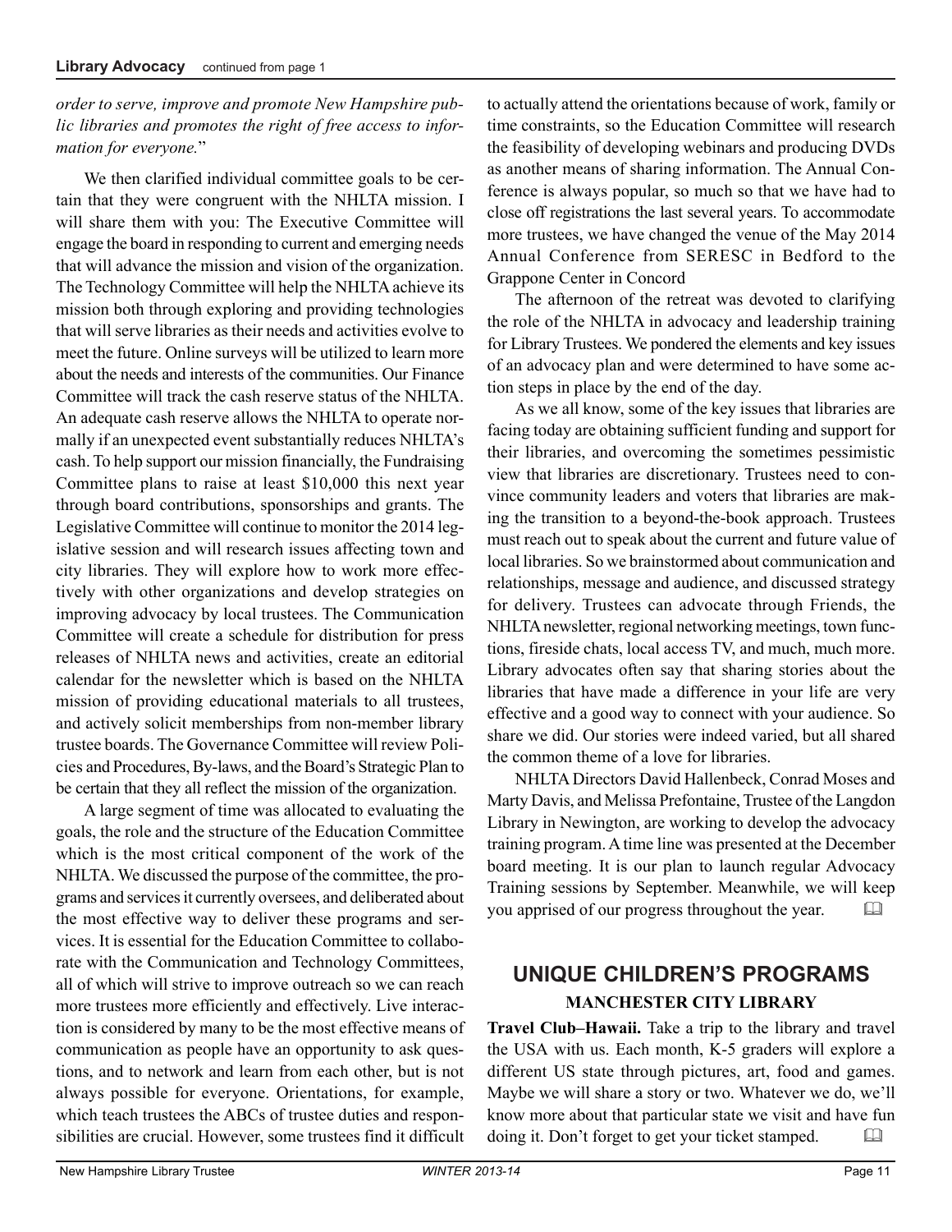*order to serve, improve and promote New Hampshire public libraries and promotes the right of free access to information for everyone.*"

We then clarified individual committee goals to be certain that they were congruent with the NHLTA mission. I will share them with you: The Executive Committee will engage the board in responding to current and emerging needs that will advance the mission and vision of the organization. The Technology Committee will help the NHLTA achieve its mission both through exploring and providing technologies that will serve libraries as their needs and activities evolve to meet the future. Online surveys will be utilized to learn more about the needs and interests of the communities. Our Finance Committee will track the cash reserve status of the NHLTA. An adequate cash reserve allows the NHLTA to operate normally if an unexpected event substantially reduces NHLTA's cash. To help support our mission financially, the Fundraising Committee plans to raise at least $10,000 this next year through board contributions, sponsorships and grants. The Legislative Committee will continue to monitor the 2014 legislative session and will research issues affecting town and city libraries. They will explore how to work more effectively with other organizations and develop strategies on improving advocacy by local trustees. The Communication Committee will create a schedule for distribution for press releases of NHLTA news and activities, create an editorial calendar for the newsletter which is based on the NHLTA mission of providing educational materials to all trustees, and actively solicit memberships from non-member library trustee boards. The Governance Committee will review Policies and Procedures, By-laws, and the Board's Strategic Plan to be certain that they all reflect the mission of the organization.

A large segment of time was allocated to evaluating the goals, the role and the structure of the Education Committee which is the most critical component of the work of the NHLTA. We discussed the purpose of the committee, the programs and services it currently oversees, and deliberated about the most effective way to deliver these programs and services. It is essential for the Education Committee to collaborate with the Communication and Technology Committees, all of which will strive to improve outreach so we can reach more trustees more efficiently and effectively. Live interaction is considered by many to be the most effective means of communication as people have an opportunity to ask questions, and to network and learn from each other, but is not always possible for everyone. Orientations, for example, which teach trustees the ABCs of trustee duties and responsibilities are crucial. However, some trustees find it difficult to actually attend the orientations because of work, family or time constraints, so the Education Committee will research the feasibility of developing webinars and producing DVDs as another means of sharing information. The Annual Conference is always popular, so much so that we have had to close off registrations the last several years. To accommodate more trustees, we have changed the venue of the May 2014 Annual Conference from SERESC in Bedford to the Grappone Center in Concord

The afternoon of the retreat was devoted to clarifying the role of the NHLTA in advocacy and leadership training for Library Trustees. We pondered the elements and key issues of an advocacy plan and were determined to have some action steps in place by the end of the day.

As we all know, some of the key issues that libraries are facing today are obtaining sufficient funding and support for their libraries, and overcoming the sometimes pessimistic view that libraries are discretionary. Trustees need to convince community leaders and voters that libraries are making the transition to a beyond-the-book approach. Trustees must reach out to speak about the current and future value of local libraries. So we brainstormed about communication and relationships, message and audience, and discussed strategy for delivery. Trustees can advocate through Friends, the NHLTA newsletter, regional networking meetings, town functions, fireside chats, local access TV, and much, much more. Library advocates often say that sharing stories about the libraries that have made a difference in your life are very effective and a good way to connect with your audience. So share we did. Our stories were indeed varied, but all shared the common theme of a love for libraries.

NHLTA Directors David Hallenbeck, Conrad Moses and Marty Davis, and Melissa Prefontaine, Trustee of the Langdon Library in Newington, are working to develop the advocacy training program. A time line was presented at the December board meeting. It is our plan to launch regular Advocacy Training sessions by September. Meanwhile, we will keep you apprised of our progress throughout the year.

## UNIQUE CHILDREN'S PROGRAMS

### MANCHESTER CITY LIBRARY

**Travel Club–Hawaii.** Take a trip to the library and travel the USA with us. Each month, K-5 graders will explore a different US state through pictures, art, food and games. Maybe we will share a story or two. Whatever we do, we'll know more about that particular state we visit and have fun doing it. Don't forget to get your ticket stamped.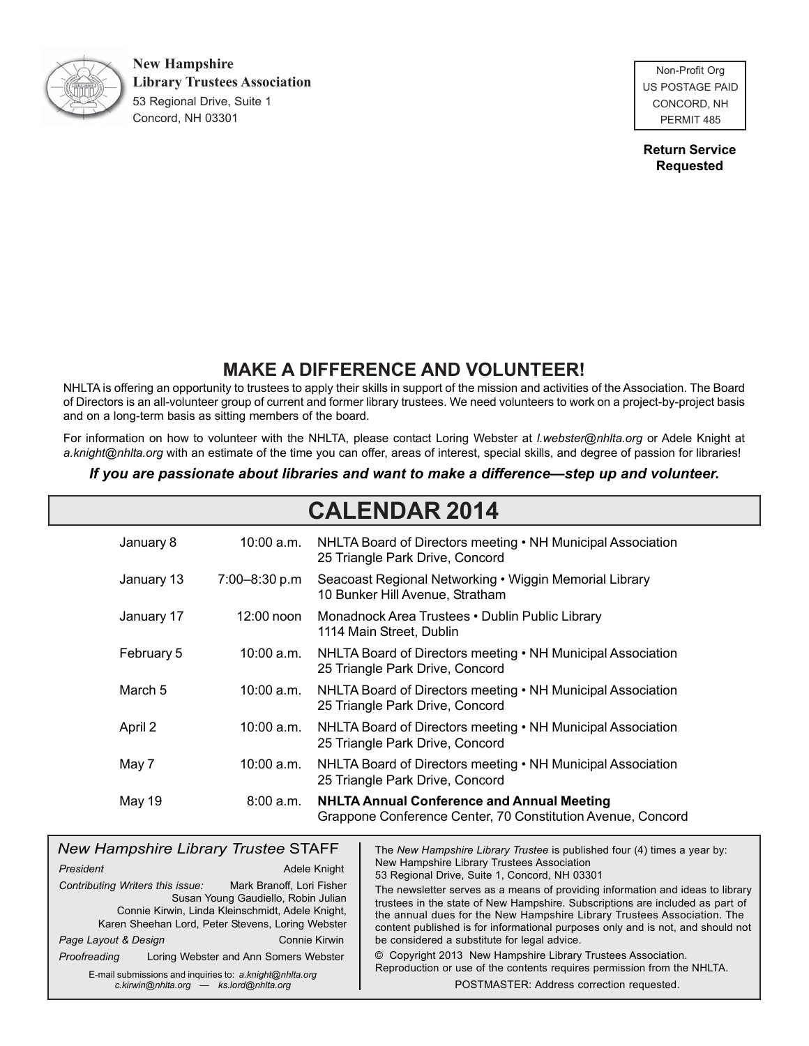**New Hampshire**
**Library Trustees Association**
53 Regional Drive, Suite 1
Concord, NH 03301

Non-Profit Org
US POSTAGE PAID
CONCORD, NH
PERMIT 485

**Return Service Requested**

## MAKE A DIFFERENCE AND VOLUNTEER!

NHLTA is offering an opportunity to trustees to apply their skills in support of the mission and activities of the Association. The Board of Directors is an all-volunteer group of current and former library trustees. We need volunteers to work on a project-by-project basis and on a long-term basis as sitting members of the board.

For information on how to volunteer with the NHLTA, please contact Loring Webster at *l.webster@nhlta.org* or Adele Knight at *a.knight@nhlta.org* with an estimate of the time you can offer, areas of interest, special skills, and degree of passion for libraries!

***If you are passionate about libraries and want to make a difference—step up and volunteer.***

## CALENDAR 2014

| | | |
|---|---|---|
| January 8 | 10:00 a.m. | NHLTA Board of Directors meeting • NH Municipal Association<br>25 Triangle Park Drive, Concord |
| January 13 | 7:00–8:30 p.m | Seacoast Regional Networking • Wiggin Memorial Library<br>10 Bunker Hill Avenue, Stratham |
| January 17 | 12:00 noon | Monadnock Area Trustees • Dublin Public Library<br>1114 Main Street, Dublin |
| February 5 | 10:00 a.m. | NHLTA Board of Directors meeting • NH Municipal Association<br>25 Triangle Park Drive, Concord |
| March 5 | 10:00 a.m. | NHLTA Board of Directors meeting • NH Municipal Association<br>25 Triangle Park Drive, Concord |
| April 2 | 10:00 a.m. | NHLTA Board of Directors meeting • NH Municipal Association<br>25 Triangle Park Drive, Concord |
| May 7 | 10:00 a.m. | NHLTA Board of Directors meeting • NH Municipal Association<br>25 Triangle Park Drive, Concord |
| May 19 | 8:00 a.m. | **NHLTA Annual Conference and Annual Meeting**<br>Grappone Conference Center, 70 Constitution Avenue, Concord |

### *New Hampshire Library Trustee* STAFF

*President* Adele Knight

*Contributing Writers this issue:* Mark Branoff, Lori Fisher, Susan Young Gaudiello, Robin Julian, Connie Kirwin, Linda Kleinschmidt, Adele Knight, Karen Sheehan Lord, Peter Stevens, Loring Webster

*Page Layout & Design* Connie Kirwin

*Proofreading* Loring Webster and Ann Somers Webster

E-mail submissions and inquiries to: *a.knight@nhlta.org*
*c.kirwin@nhlta.org* — *ks.lord@nhlta.org*

The *New Hampshire Library Trustee* is published four (4) times a year by:
New Hampshire Library Trustees Association
53 Regional Drive, Suite 1, Concord, NH 03301

The newsletter serves as a means of providing information and ideas to library trustees in the state of New Hampshire. Subscriptions are included as part of the annual dues for the New Hampshire Library Trustees Association. The content published is for informational purposes only and is not, and should not be considered a substitute for legal advice.

© Copyright 2013 New Hampshire Library Trustees Association.
Reproduction or use of the contents requires permission from the NHLTA.

POSTMASTER: Address correction requested.